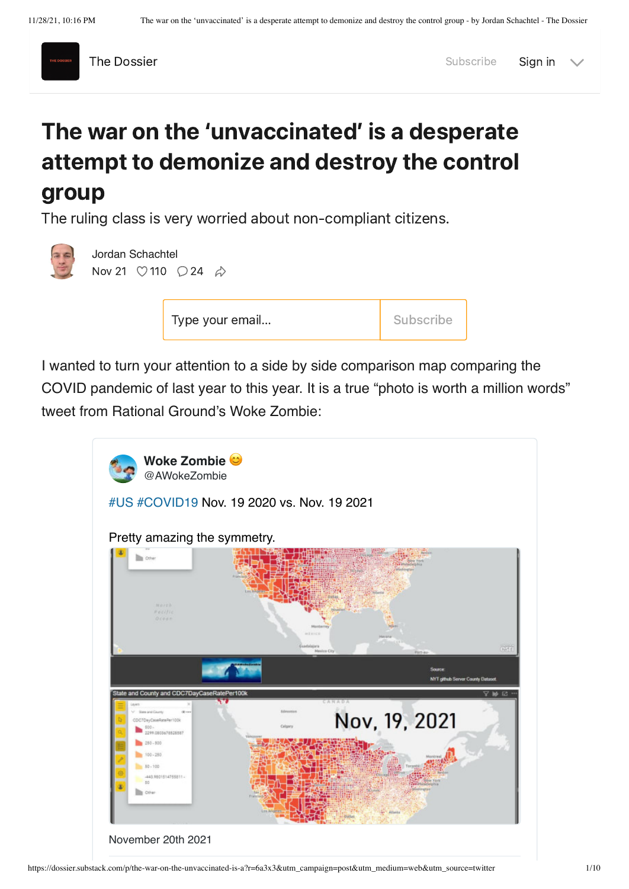The Dossier

Subscribe Sign in

# The war on the 'unvaccinated' is a desperate attempt to demonize and destroy the control group

The ruling class is very worried about non-compliant citizens.

Jordan Schachtel

Nov 21 110 24

Type your email... Subscribe

I wanted to turn your attention to a side by side comparison map comparing the COVID pandemic of last year to this year. It is a true "photo is worth a million words" tweet from Rational Ground's Woke Zombie:

**Woke Zombie** 😊
@AWokeZombie

#US #COVID19 Nov. 19 2020 vs. Nov. 19 2021

Pretty amazing the symmetry.

November 20th 2021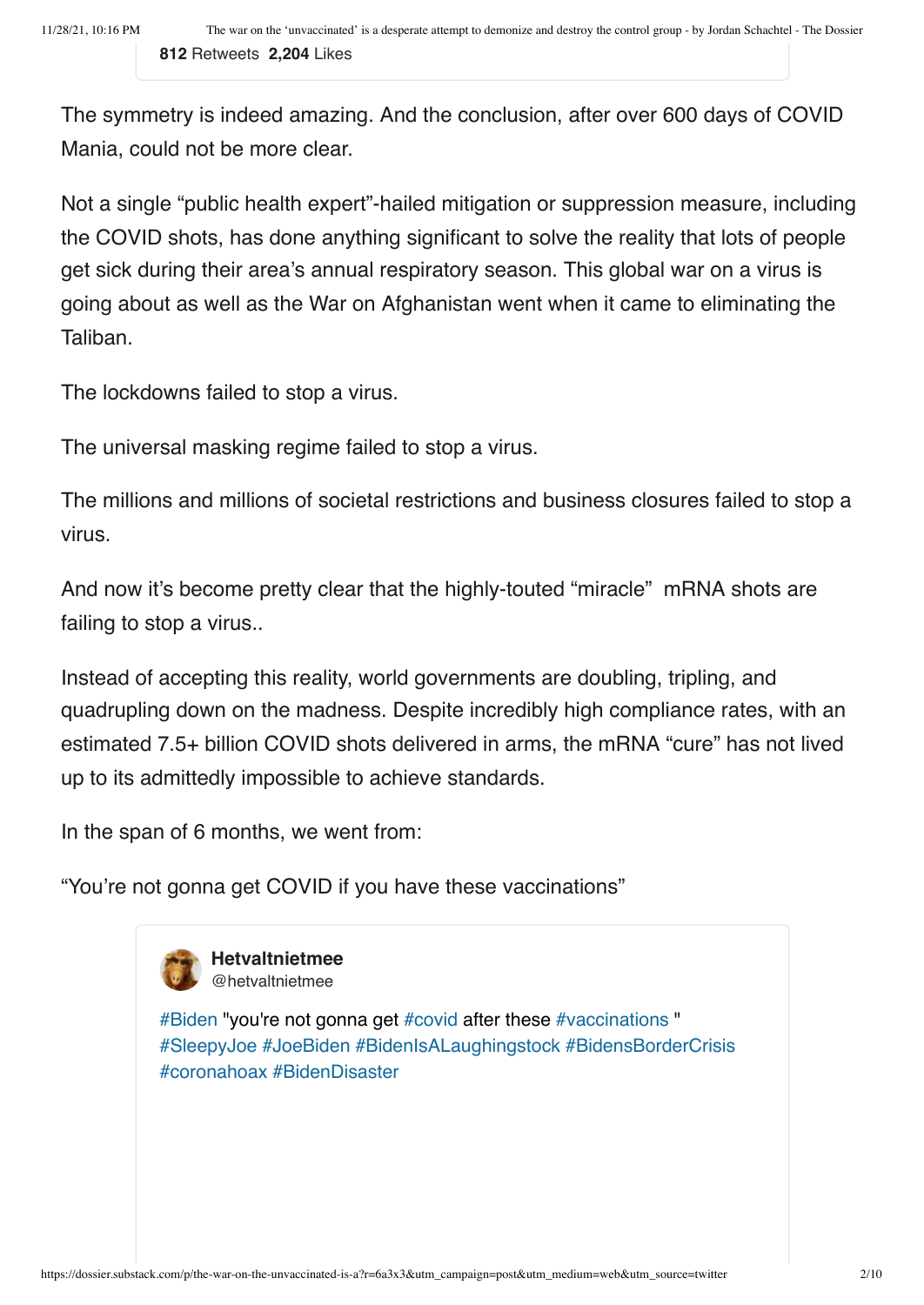812 Retweets 2,204 Likes

The symmetry is indeed amazing. And the conclusion, after over 600 days of COVID Mania, could not be more clear.

Not a single "public health expert"-hailed mitigation or suppression measure, including the COVID shots, has done anything significant to solve the reality that lots of people get sick during their area's annual respiratory season. This global war on a virus is going about as well as the War on Afghanistan went when it came to eliminating the Taliban.

The lockdowns failed to stop a virus.

The universal masking regime failed to stop a virus.

The millions and millions of societal restrictions and business closures failed to stop a virus.

And now it's become pretty clear that the highly-touted "miracle" mRNA shots are failing to stop a virus..

Instead of accepting this reality, world governments are doubling, tripling, and quadrupling down on the madness. Despite incredibly high compliance rates, with an estimated 7.5+ billion COVID shots delivered in arms, the mRNA "cure" has not lived up to its admittedly impossible to achieve standards.

In the span of 6 months, we went from:

"You're not gonna get COVID if you have these vaccinations"

**Hetvaltnietmee**
@hetvaltnietmee

#Biden "you're not gonna get #covid after these #vaccinations " #SleepyJoe #JoeBiden #BidenIsALaughingstock #BidensBorderCrisis #coronahoax #BidenDisaster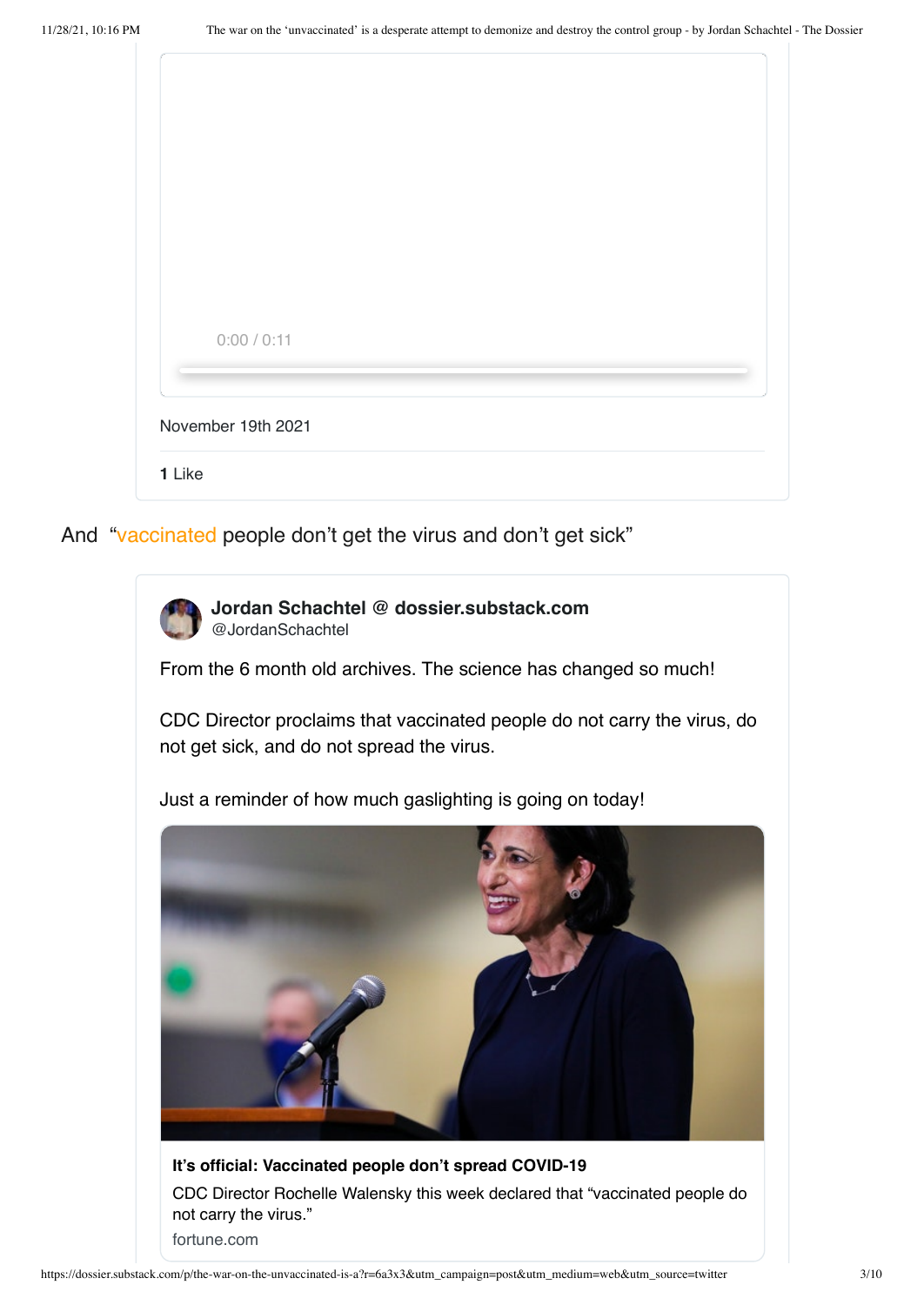0:00 / 0:11

November 19th 2021

**1** Like

And "vaccinated people don't get the virus and don't get sick"

**Jordan Schachtel @ dossier.substack.com**
@JordanSchachtel

From the 6 month old archives. The science has changed so much!

CDC Director proclaims that vaccinated people do not carry the virus, do not get sick, and do not spread the virus.

Just a reminder of how much gaslighting is going on today!

**It's official: Vaccinated people don't spread COVID-19**

CDC Director Rochelle Walensky this week declared that "vaccinated people do not carry the virus."

fortune.com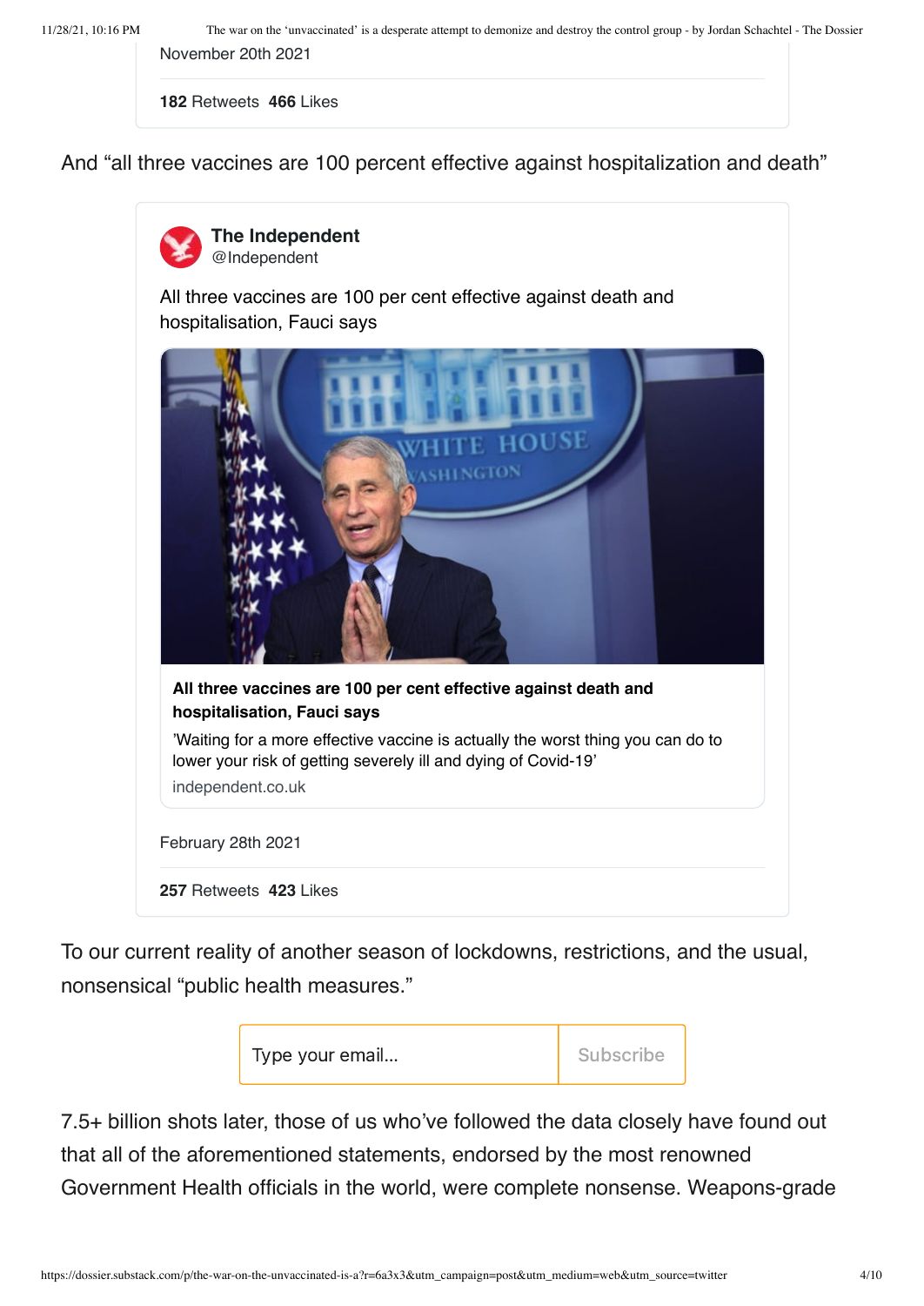November 20th 2021

**182** Retweets **466** Likes

And “all three vaccines are 100 percent effective against hospitalization and death”

**The Independent**
@Independent

All three vaccines are 100 per cent effective against death and hospitalisation, Fauci says

**All three vaccines are 100 per cent effective against death and hospitalisation, Fauci says**

’Waiting for a more effective vaccine is actually the worst thing you can do to lower your risk of getting severely ill and dying of Covid-19’

independent.co.uk

February 28th 2021

**257** Retweets **423** Likes

To our current reality of another season of lockdowns, restrictions, and the usual, nonsensical “public health measures.”

Type your email… Subscribe

7.5+ billion shots later, those of us who’ve followed the data closely have found out that all of the aforementioned statements, endorsed by the most renowned Government Health officials in the world, were complete nonsense. Weapons-grade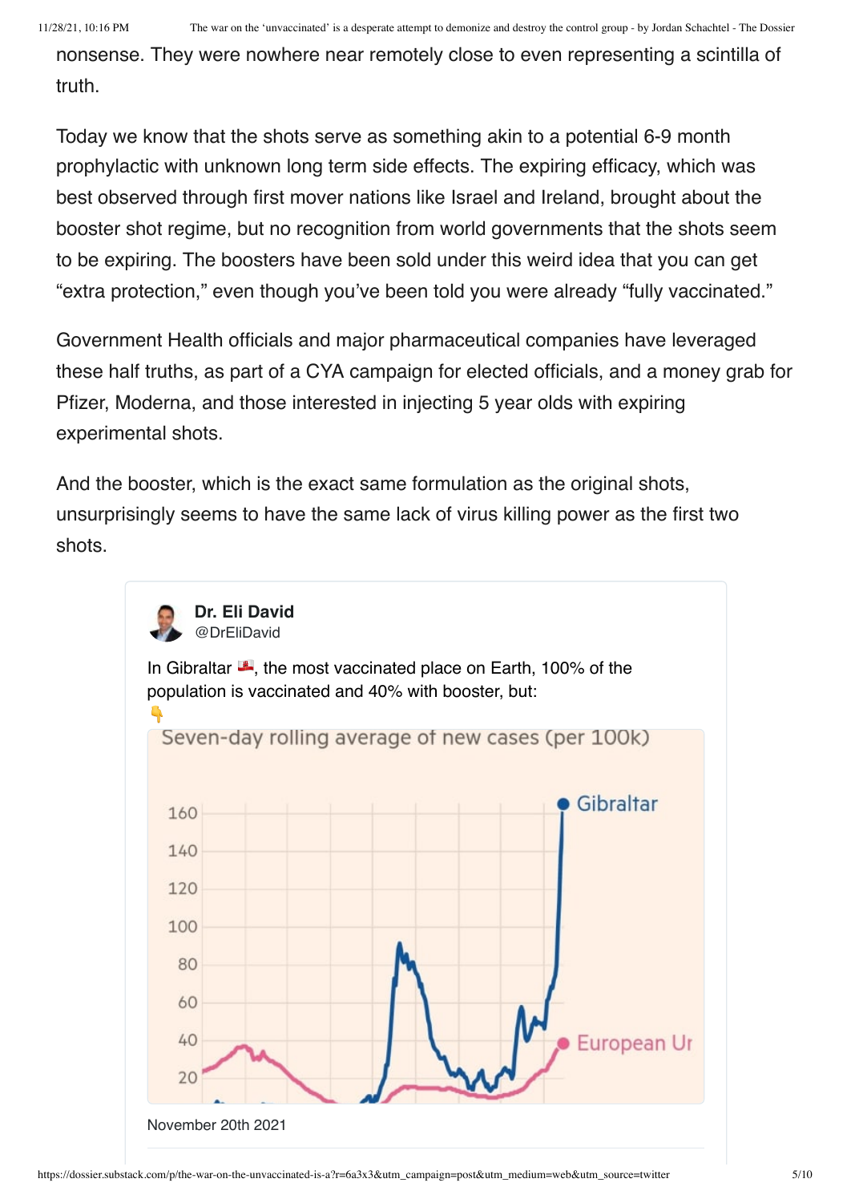nonsense. They were nowhere near remotely close to even representing a scintilla of truth.

Today we know that the shots serve as something akin to a potential 6-9 month prophylactic with unknown long term side effects. The expiring efficacy, which was best observed through first mover nations like Israel and Ireland, brought about the booster shot regime, but no recognition from world governments that the shots seem to be expiring. The boosters have been sold under this weird idea that you can get “extra protection,” even though you’ve been told you were already “fully vaccinated.”

Government Health officials and major pharmaceutical companies have leveraged these half truths, as part of a CYA campaign for elected officials, and a money grab for Pfizer, Moderna, and those interested in injecting 5 year olds with expiring experimental shots.

And the booster, which is the exact same formulation as the original shots, unsurprisingly seems to have the same lack of virus killing power as the first two shots.

**Dr. Eli David**
@DrEliDavid

In Gibraltar 🇬🇮, the most vaccinated place on Earth, 100% of the population is vaccinated and 40% with booster, but:
👇

Seven-day rolling average of new cases (per 100k)

Gibraltar

European Ur

November 20th 2021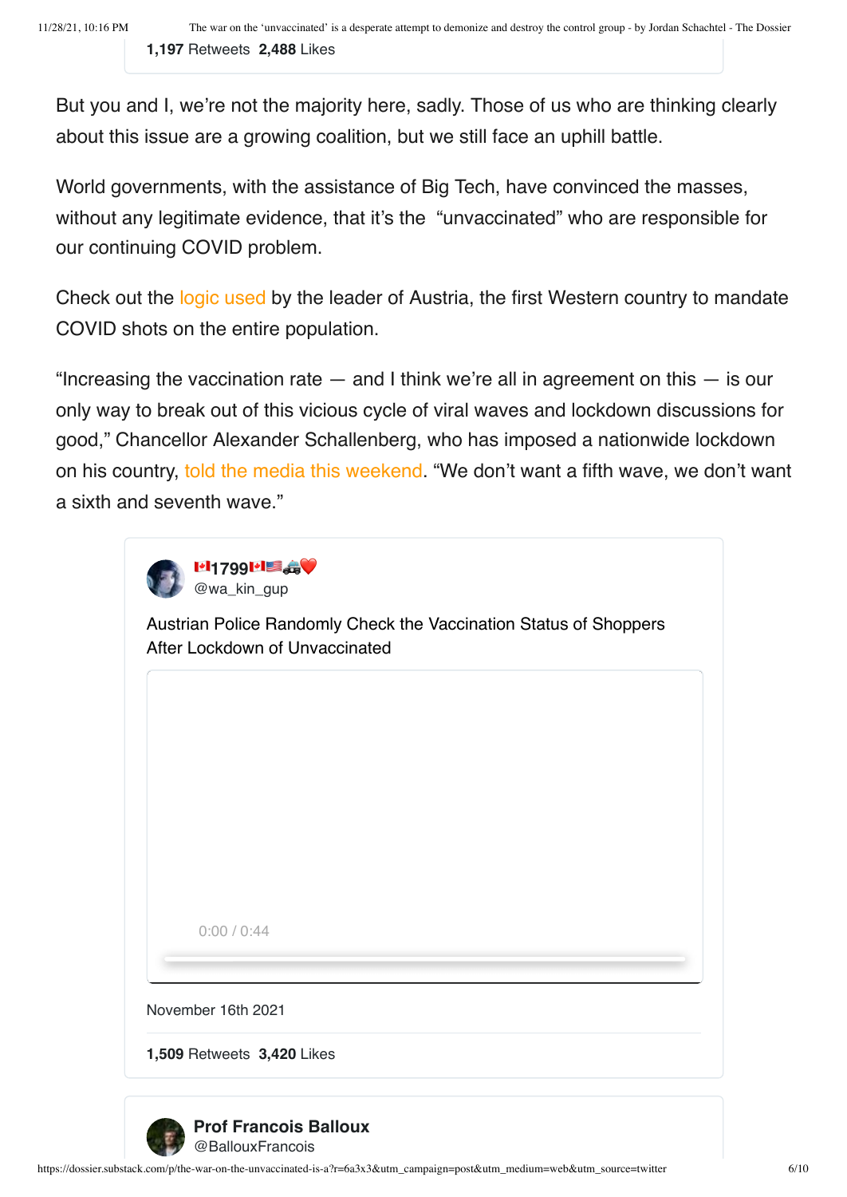**1,197** Retweets **2,488** Likes

But you and I, we're not the majority here, sadly. Those of us who are thinking clearly about this issue are a growing coalition, but we still face an uphill battle.

World governments, with the assistance of Big Tech, have convinced the masses, without any legitimate evidence, that it's the "unvaccinated" who are responsible for our continuing COVID problem.

Check out the logic used by the leader of Austria, the first Western country to mandate COVID shots on the entire population.

"Increasing the vaccination rate — and I think we're all in agreement on this — is our only way to break out of this vicious cycle of viral waves and lockdown discussions for good," Chancellor Alexander Schallenberg, who has imposed a nationwide lockdown on his country, told the media this weekend. "We don't want a fifth wave, we don't want a sixth and seventh wave."

> 🇨🇦1799🇨🇦🇺🇸🚓❤️
> @wa_kin_gup
>
> Austrian Police Randomly Check the Vaccination Status of Shoppers After Lockdown of Unvaccinated
>
> 0:00 / 0:44
>
> November 16th 2021
>
> **1,509** Retweets **3,420** Likes

> **Prof Francois Balloux**
> @BallouxFrancois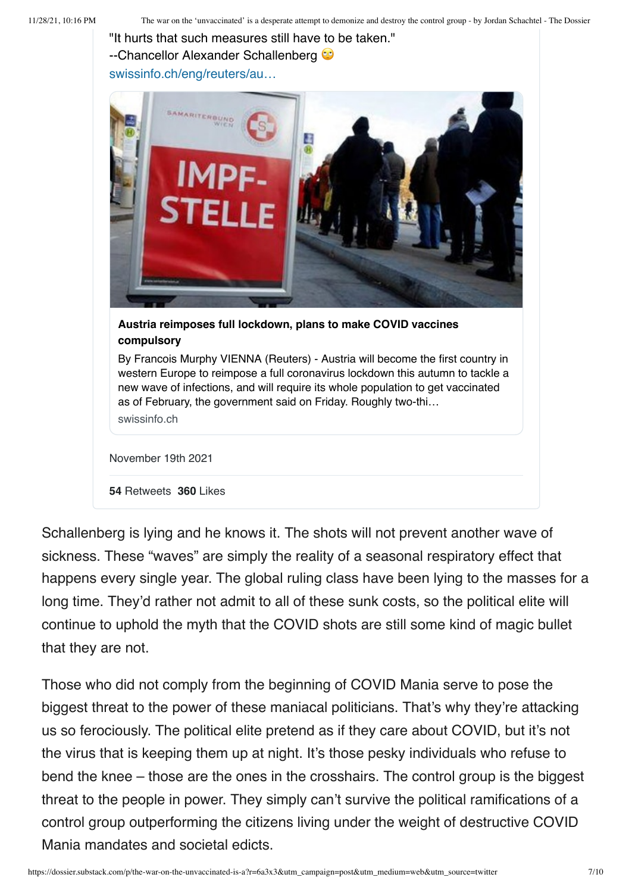"It hurts that such measures still have to be taken."
--Chancellor Alexander Schallenberg 🙄
swissinfo.ch/eng/reuters/au…

**Austria reimposes full lockdown, plans to make COVID vaccines compulsory**

By Francois Murphy VIENNA (Reuters) - Austria will become the first country in western Europe to reimpose a full coronavirus lockdown this autumn to tackle a new wave of infections, and will require its whole population to get vaccinated as of February, the government said on Friday. Roughly two-thi…

swissinfo.ch

November 19th 2021

**54** Retweets **360** Likes

Schallenberg is lying and he knows it. The shots will not prevent another wave of sickness. These "waves" are simply the reality of a seasonal respiratory effect that happens every single year. The global ruling class have been lying to the masses for a long time. They'd rather not admit to all of these sunk costs, so the political elite will continue to uphold the myth that the COVID shots are still some kind of magic bullet that they are not.

Those who did not comply from the beginning of COVID Mania serve to pose the biggest threat to the power of these maniacal politicians. That's why they're attacking us so ferociously. The political elite pretend as if they care about COVID, but it's not the virus that is keeping them up at night. It's those pesky individuals who refuse to bend the knee – those are the ones in the crosshairs. The control group is the biggest threat to the people in power. They simply can't survive the political ramifications of a control group outperforming the citizens living under the weight of destructive COVID Mania mandates and societal edicts.